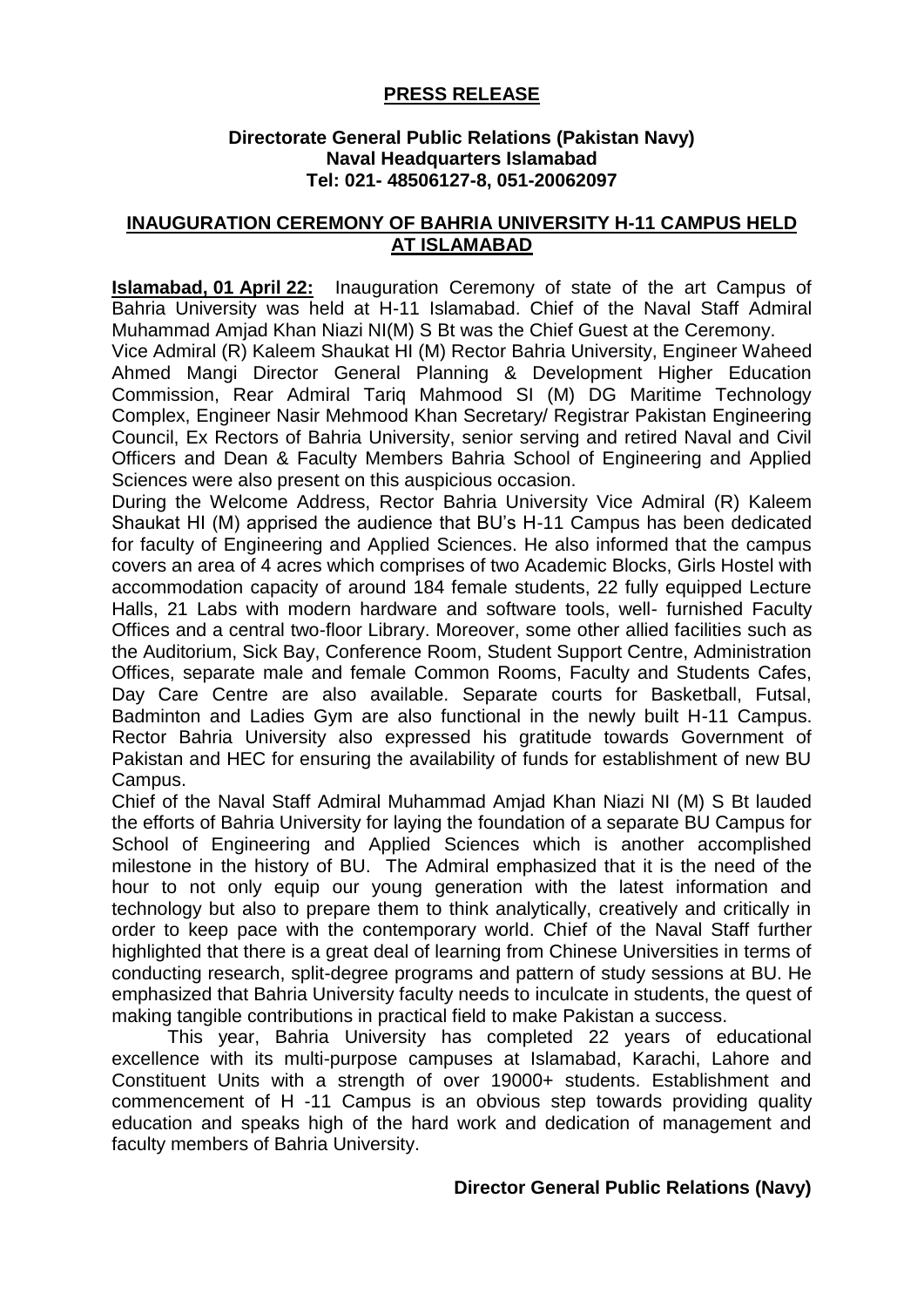**PRESS RELEASE**

**Directorate General Public Relations (Pakistan Navy)**
**Naval Headquarters Islamabad**
**Tel: 021- 48506127-8, 051-20062097**

## INAUGURATION CEREMONY OF BAHRIA UNIVERSITY H-11 CAMPUS HELD AT ISLAMABAD

**Islamabad, 01 April 22:** Inauguration Ceremony of state of the art Campus of Bahria University was held at H-11 Islamabad. Chief of the Naval Staff Admiral Muhammad Amjad Khan Niazi NI(M) S Bt was the Chief Guest at the Ceremony.

Vice Admiral (R) Kaleem Shaukat HI (M) Rector Bahria University, Engineer Waheed Ahmed Mangi Director General Planning & Development Higher Education Commission, Rear Admiral Tariq Mahmood SI (M) DG Maritime Technology Complex, Engineer Nasir Mehmood Khan Secretary/ Registrar Pakistan Engineering Council, Ex Rectors of Bahria University, senior serving and retired Naval and Civil Officers and Dean & Faculty Members Bahria School of Engineering and Applied Sciences were also present on this auspicious occasion.

During the Welcome Address, Rector Bahria University Vice Admiral (R) Kaleem Shaukat HI (M) apprised the audience that BU's H-11 Campus has been dedicated for faculty of Engineering and Applied Sciences. He also informed that the campus covers an area of 4 acres which comprises of two Academic Blocks, Girls Hostel with accommodation capacity of around 184 female students, 22 fully equipped Lecture Halls, 21 Labs with modern hardware and software tools, well- furnished Faculty Offices and a central two-floor Library. Moreover, some other allied facilities such as the Auditorium, Sick Bay, Conference Room, Student Support Centre, Administration Offices, separate male and female Common Rooms, Faculty and Students Cafes, Day Care Centre are also available. Separate courts for Basketball, Futsal, Badminton and Ladies Gym are also functional in the newly built H-11 Campus. Rector Bahria University also expressed his gratitude towards Government of Pakistan and HEC for ensuring the availability of funds for establishment of new BU Campus.

Chief of the Naval Staff Admiral Muhammad Amjad Khan Niazi NI (M) S Bt lauded the efforts of Bahria University for laying the foundation of a separate BU Campus for School of Engineering and Applied Sciences which is another accomplished milestone in the history of BU. The Admiral emphasized that it is the need of the hour to not only equip our young generation with the latest information and technology but also to prepare them to think analytically, creatively and critically in order to keep pace with the contemporary world. Chief of the Naval Staff further highlighted that there is a great deal of learning from Chinese Universities in terms of conducting research, split-degree programs and pattern of study sessions at BU. He emphasized that Bahria University faculty needs to inculcate in students, the quest of making tangible contributions in practical field to make Pakistan a success.

This year, Bahria University has completed 22 years of educational excellence with its multi-purpose campuses at Islamabad, Karachi, Lahore and Constituent Units with a strength of over 19000+ students. Establishment and commencement of H -11 Campus is an obvious step towards providing quality education and speaks high of the hard work and dedication of management and faculty members of Bahria University.

**Director General Public Relations (Navy)**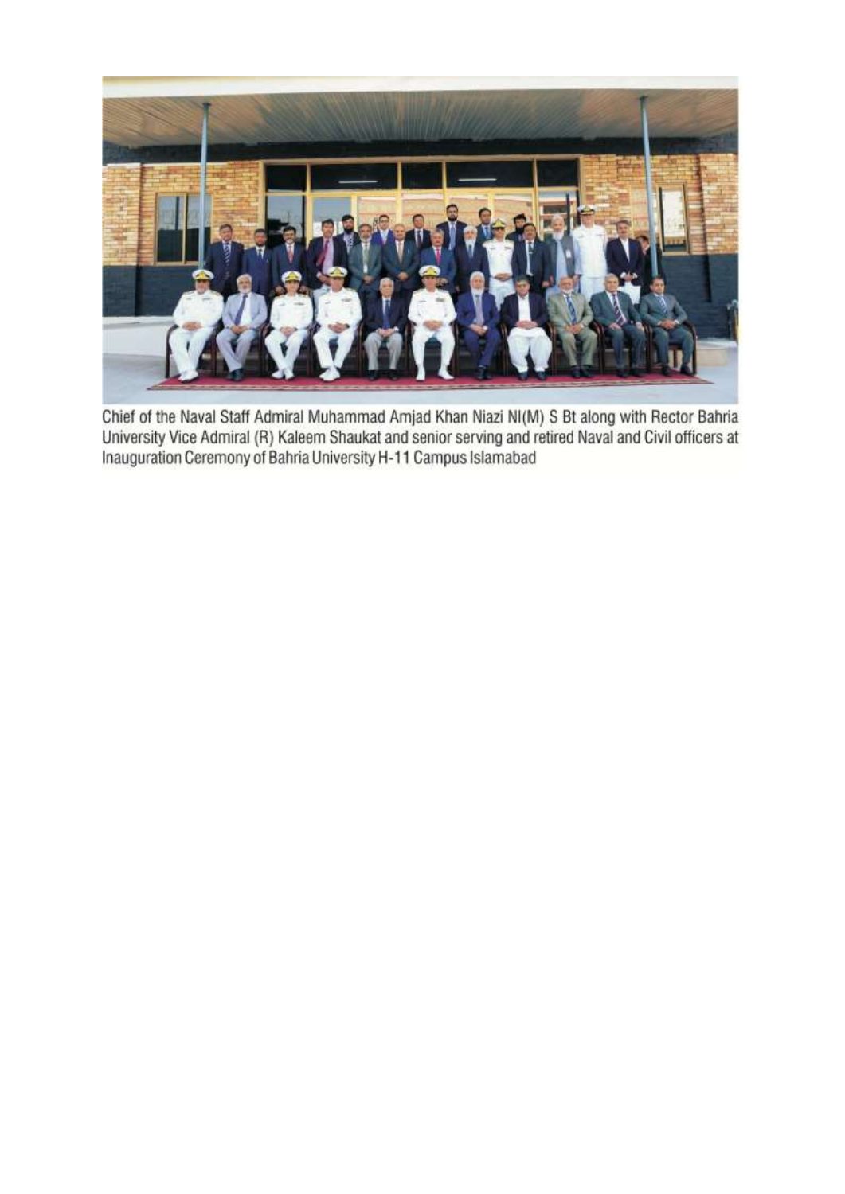Chief of the Naval Staff Admiral Muhammad Amjad Khan Niazi NI(M) S Bt along with Rector Bahria University Vice Admiral (R) Kaleem Shaukat and senior serving and retired Naval and Civil officers at Inauguration Ceremony of Bahria University H-11 Campus Islamabad